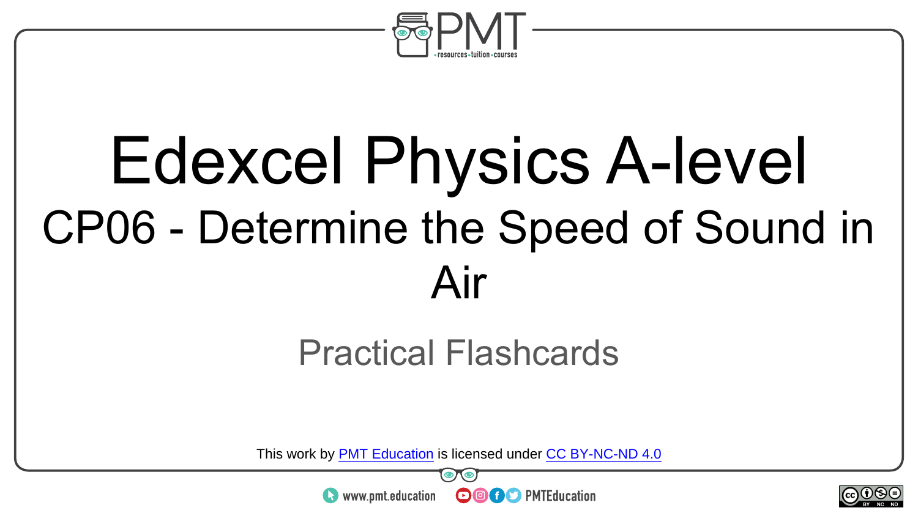# Edexcel Physics A-level

## CP06 - Determine the Speed of Sound in Air

Practical Flashcards

This work by PMT Education is licensed under CC BY-NC-ND 4.0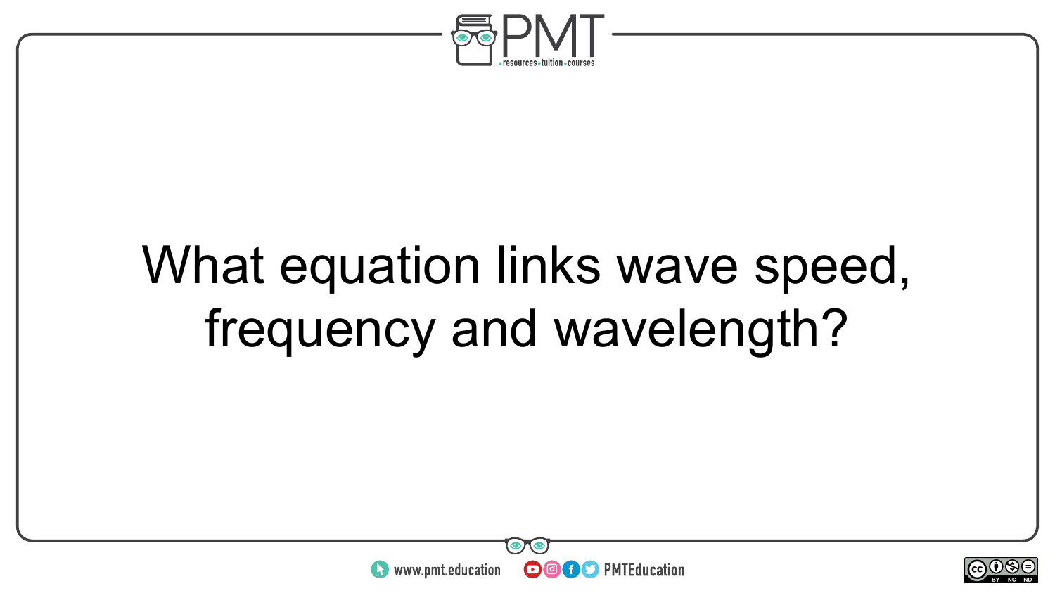What equation links wave speed, frequency and wavelength?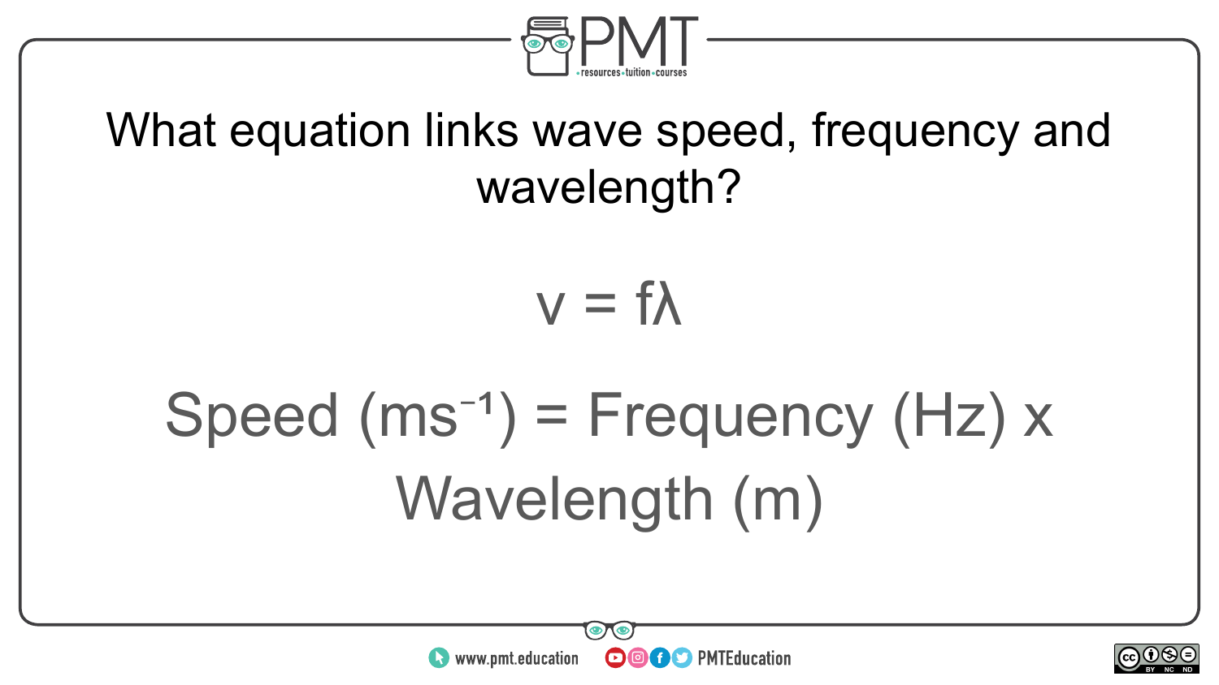What equation links wave speed, frequency and wavelength?

$$v = f\lambda$$

Speed ($ms^{-1}$) = Frequency (Hz) x Wavelength (m)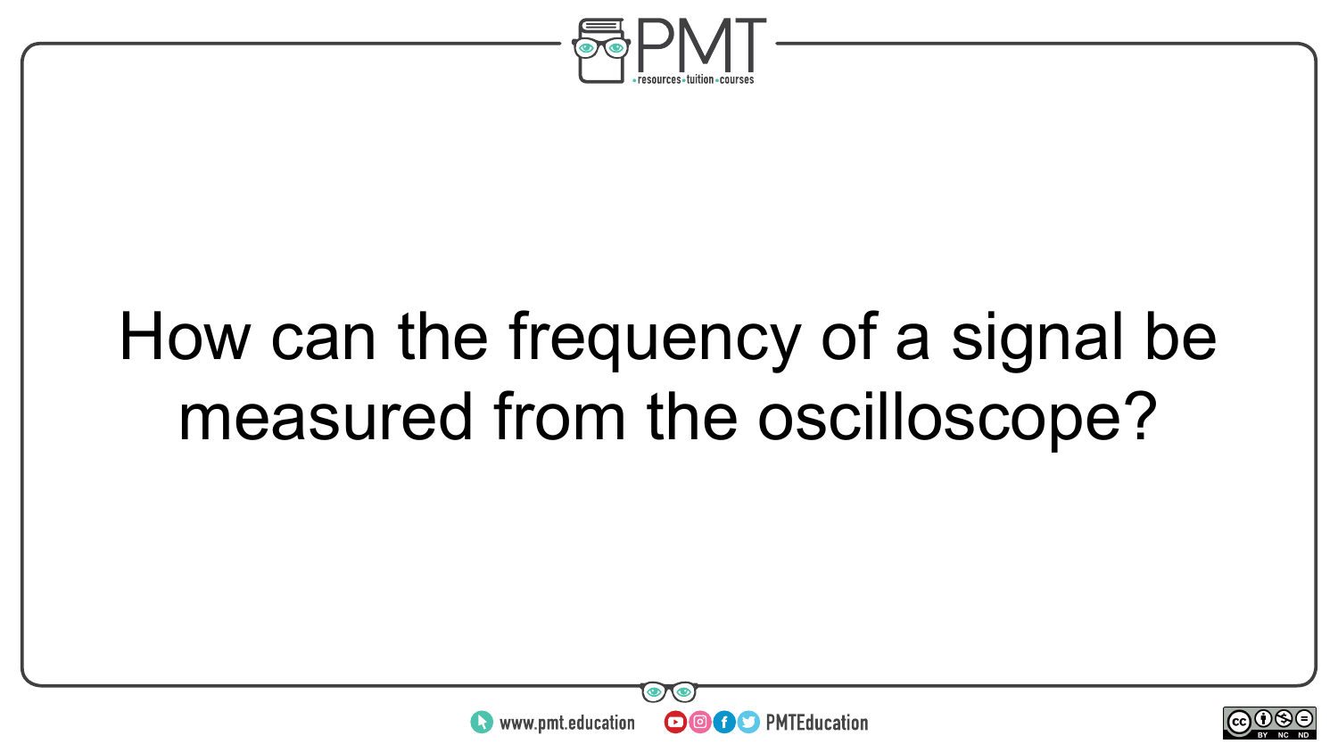How can the frequency of a signal be measured from the oscilloscope?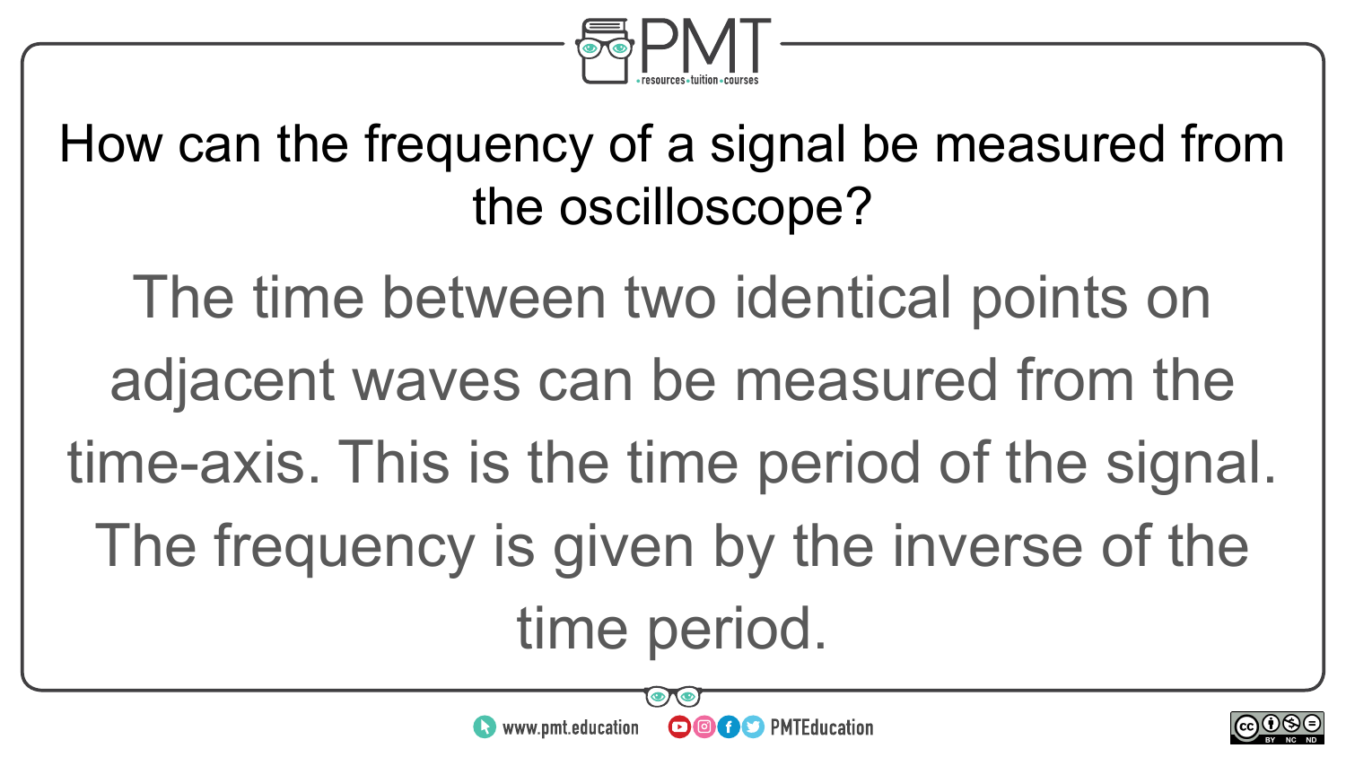How can the frequency of a signal be measured from the oscilloscope?

The time between two identical points on adjacent waves can be measured from the time-axis. This is the time period of the signal. The frequency is given by the inverse of the time period.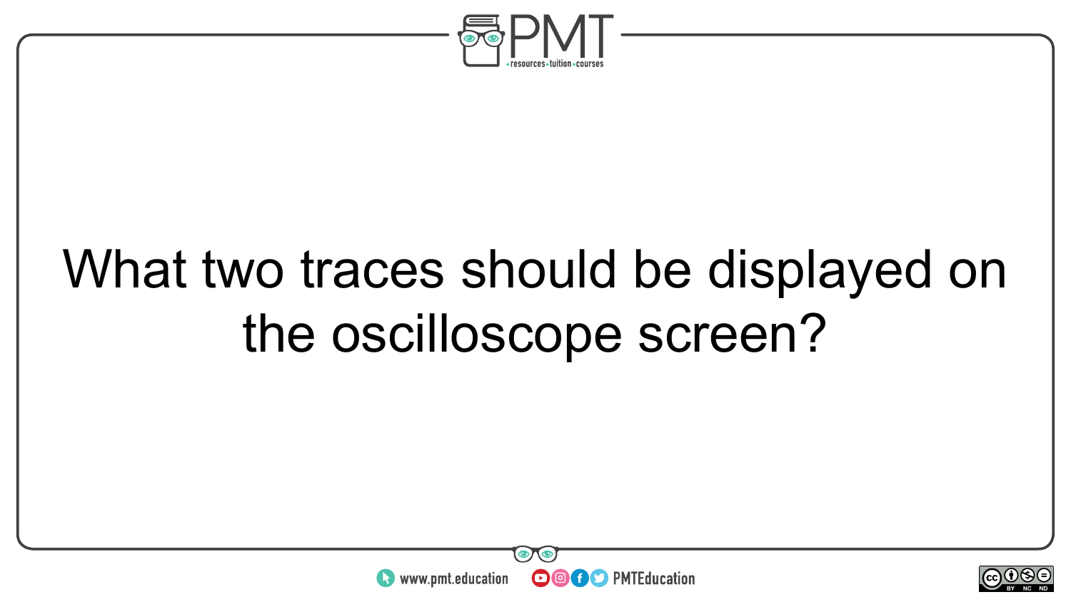What two traces should be displayed on the oscilloscope screen?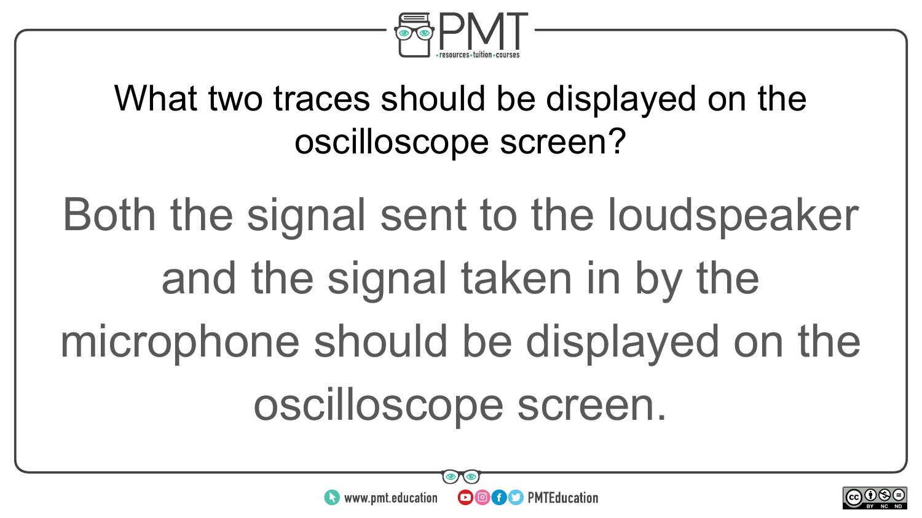What two traces should be displayed on the oscilloscope screen?

Both the signal sent to the loudspeaker and the signal taken in by the microphone should be displayed on the oscilloscope screen.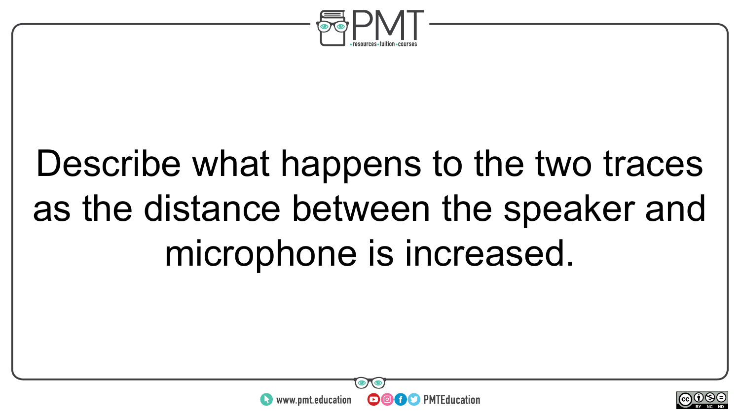Describe what happens to the two traces as the distance between the speaker and microphone is increased.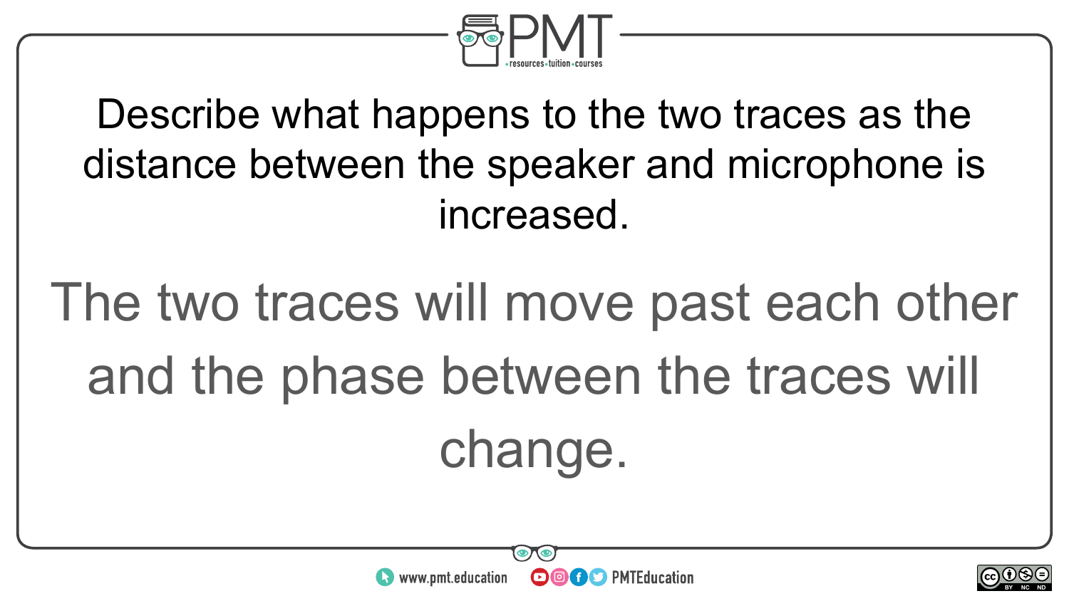Describe what happens to the two traces as the distance between the speaker and microphone is increased.

The two traces will move past each other and the phase between the traces will change.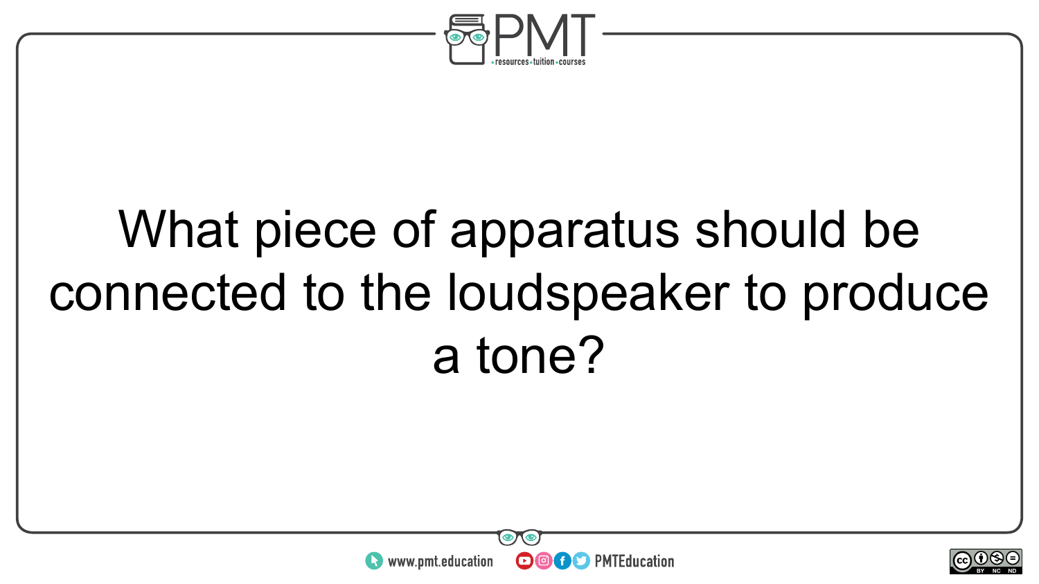What piece of apparatus should be connected to the loudspeaker to produce a tone?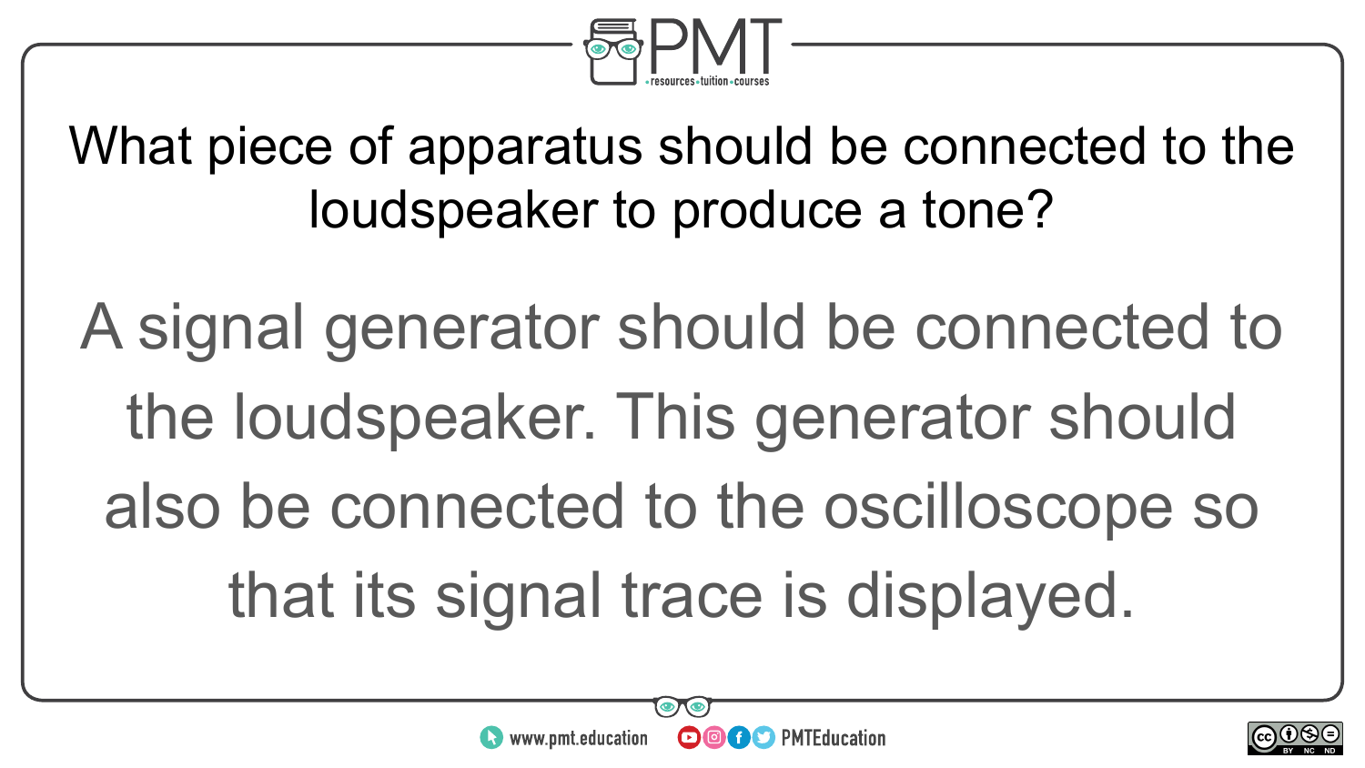What piece of apparatus should be connected to the loudspeaker to produce a tone?

A signal generator should be connected to the loudspeaker. This generator should also be connected to the oscilloscope so that its signal trace is displayed.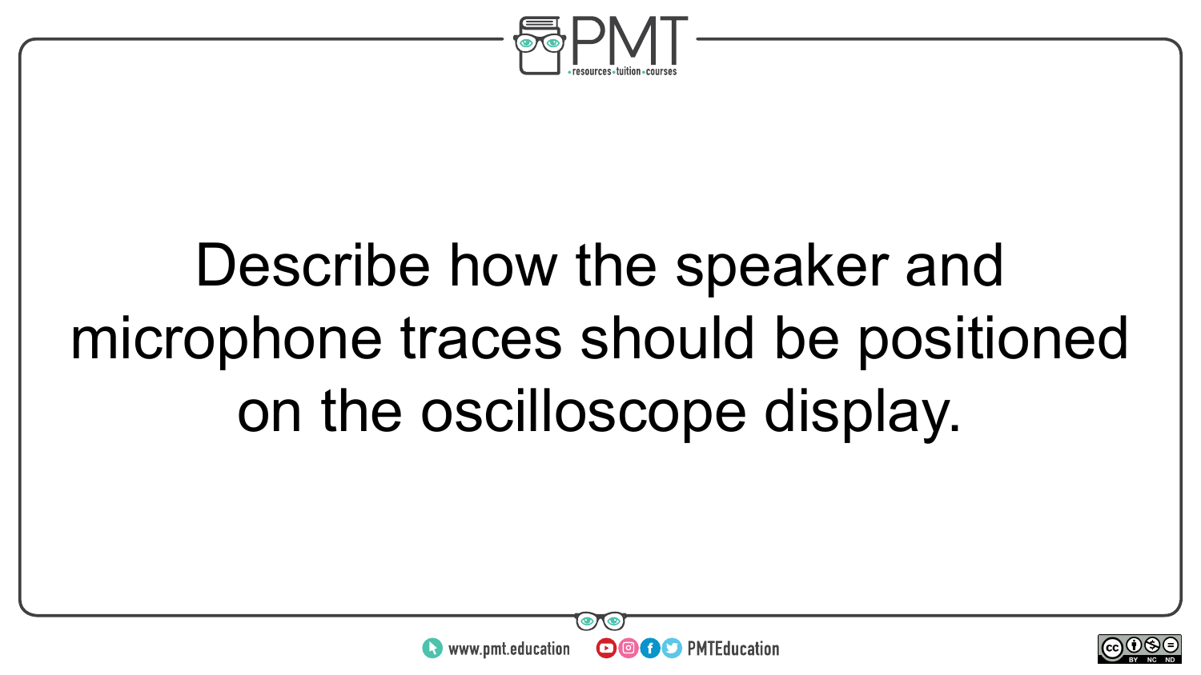Describe how the speaker and microphone traces should be positioned on the oscilloscope display.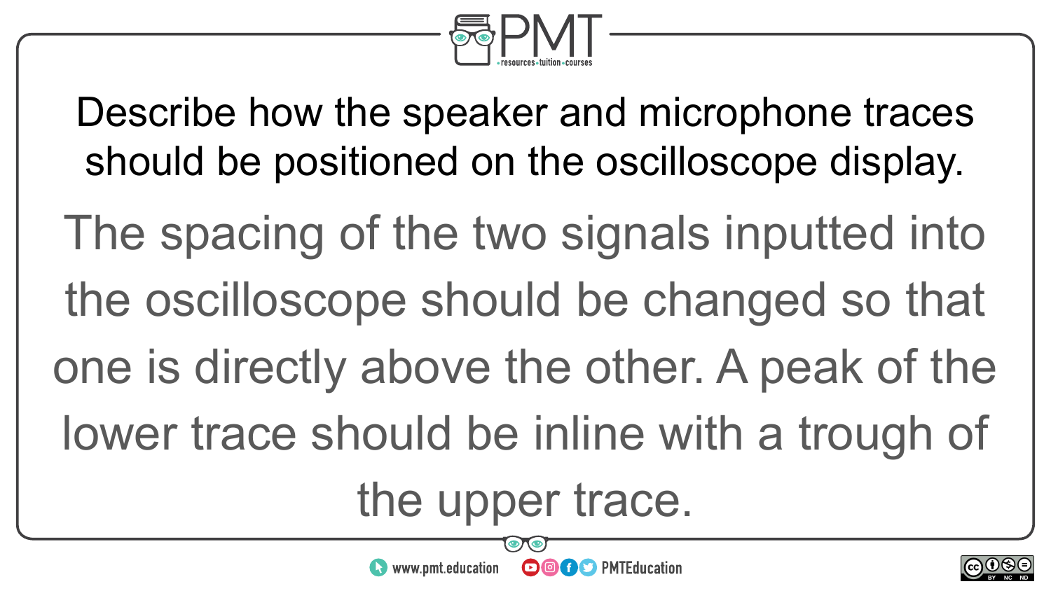Describe how the speaker and microphone traces should be positioned on the oscilloscope display.

The spacing of the two signals inputted into the oscilloscope should be changed so that one is directly above the other. A peak of the lower trace should be inline with a trough of the upper trace.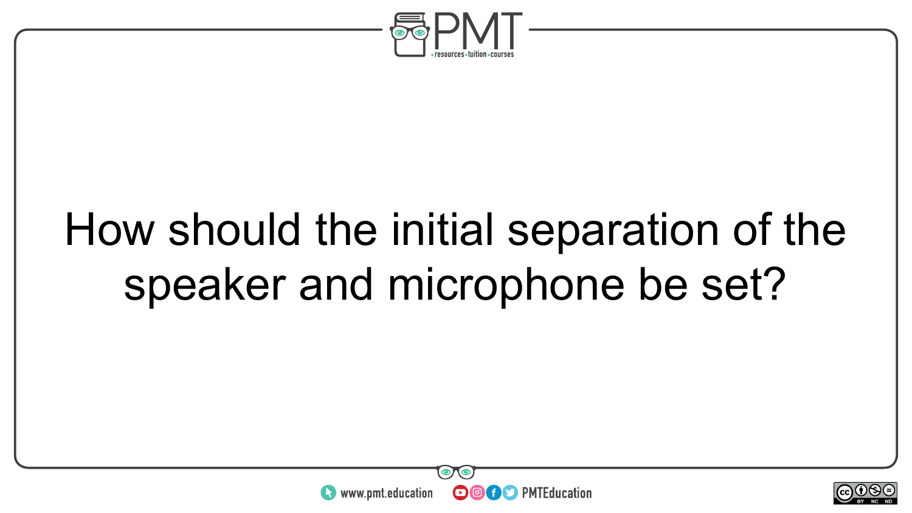How should the initial separation of the speaker and microphone be set?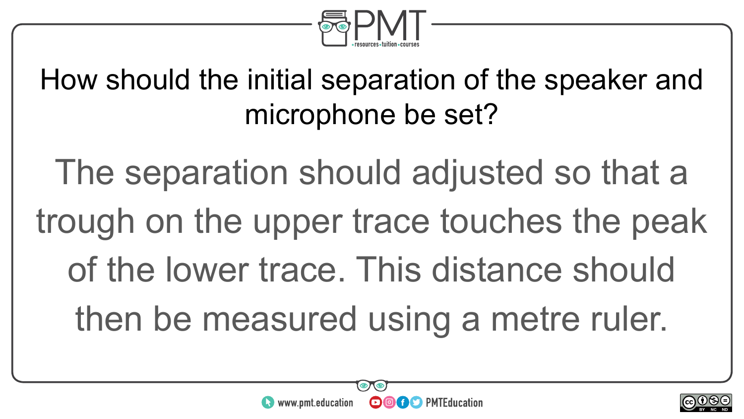How should the initial separation of the speaker and microphone be set?

The separation should adjusted so that a trough on the upper trace touches the peak of the lower trace. This distance should then be measured using a metre ruler.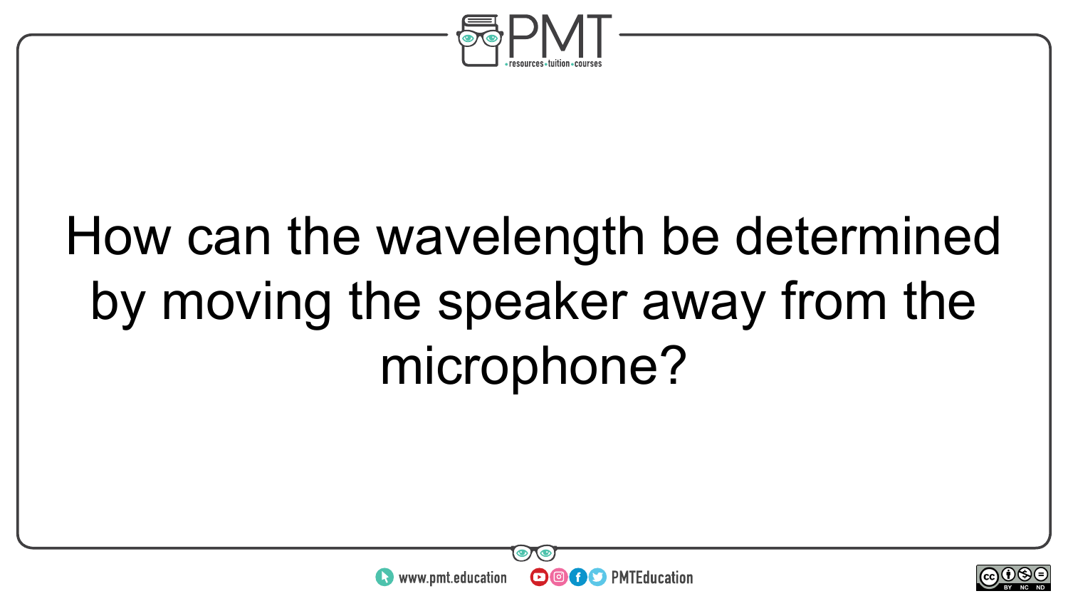How can the wavelength be determined by moving the speaker away from the microphone?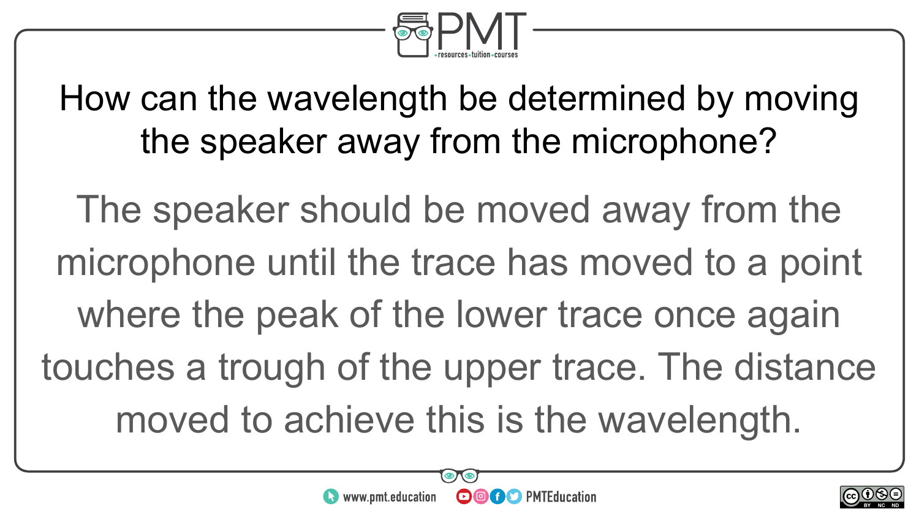## How can the wavelength be determined by moving the speaker away from the microphone?

The speaker should be moved away from the microphone until the trace has moved to a point where the peak of the lower trace once again touches a trough of the upper trace. The distance moved to achieve this is the wavelength.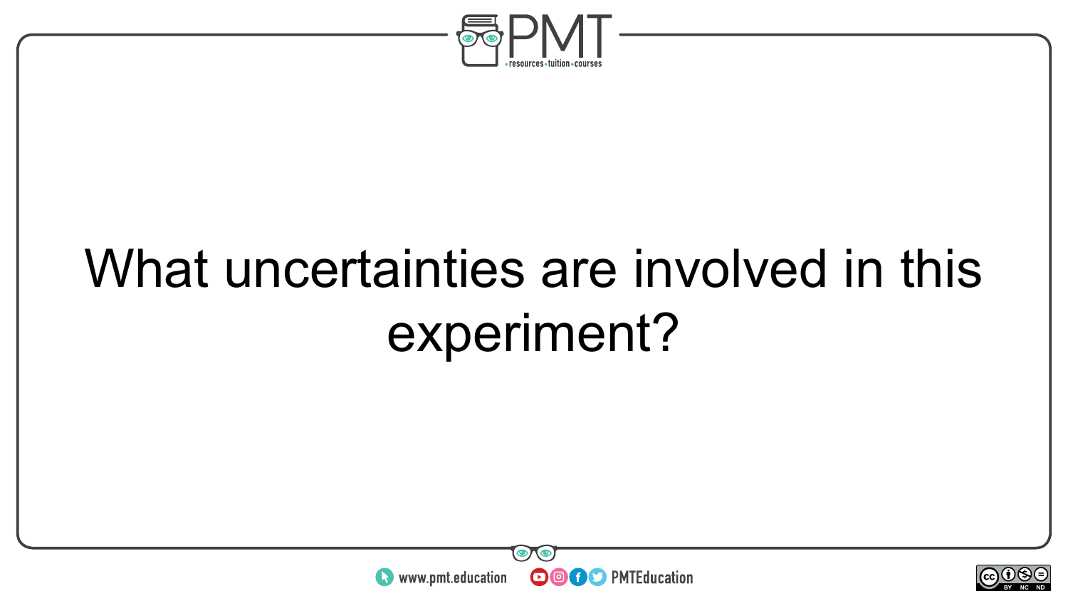What uncertainties are involved in this experiment?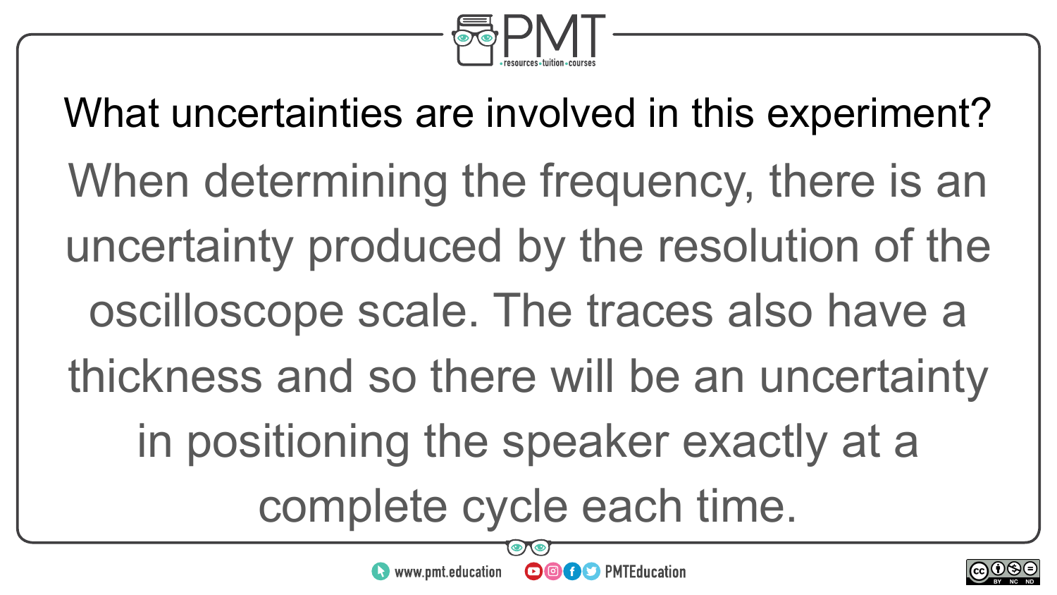## What uncertainties are involved in this experiment?

When determining the frequency, there is an uncertainty produced by the resolution of the oscilloscope scale. The traces also have a thickness and so there will be an uncertainty in positioning the speaker exactly at a complete cycle each time.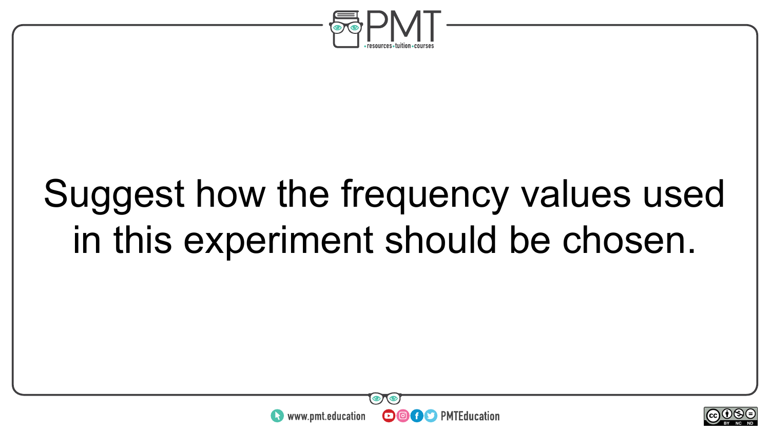Suggest how the frequency values used in this experiment should be chosen.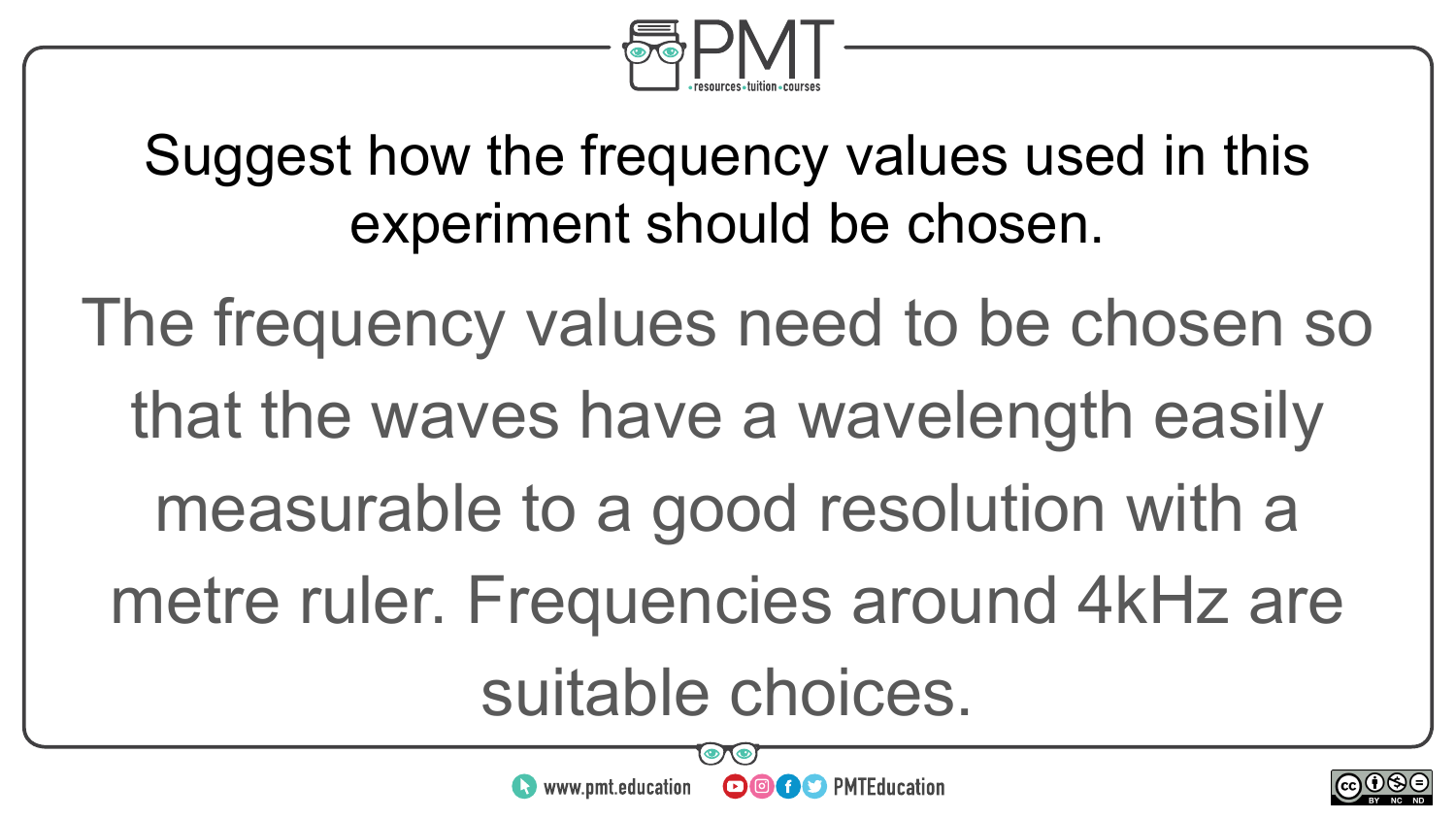Suggest how the frequency values used in this experiment should be chosen.

The frequency values need to be chosen so that the waves have a wavelength easily measurable to a good resolution with a metre ruler. Frequencies around 4kHz are suitable choices.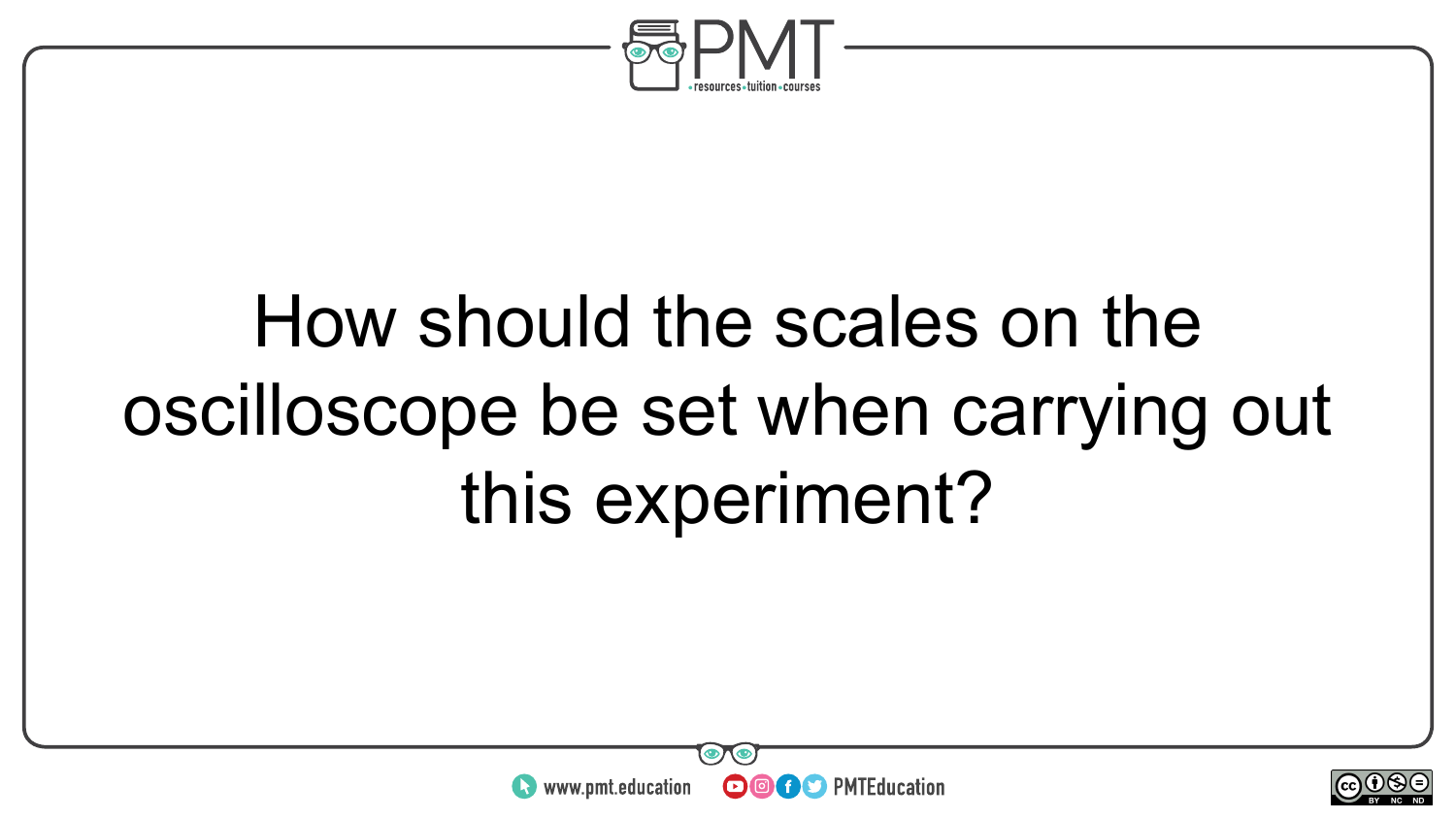How should the scales on the oscilloscope be set when carrying out this experiment?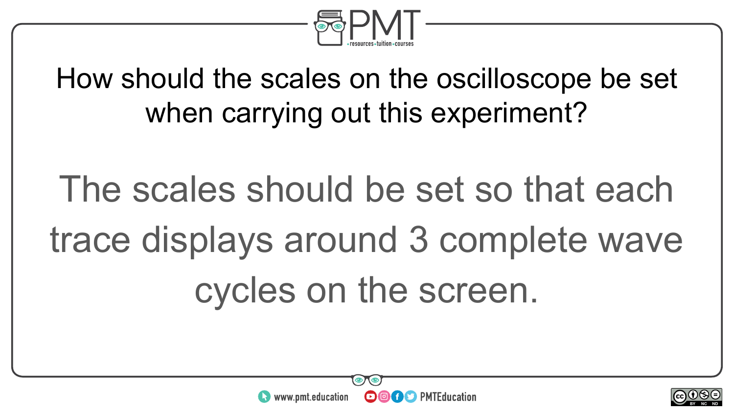How should the scales on the oscilloscope be set when carrying out this experiment?

The scales should be set so that each trace displays around 3 complete wave cycles on the screen.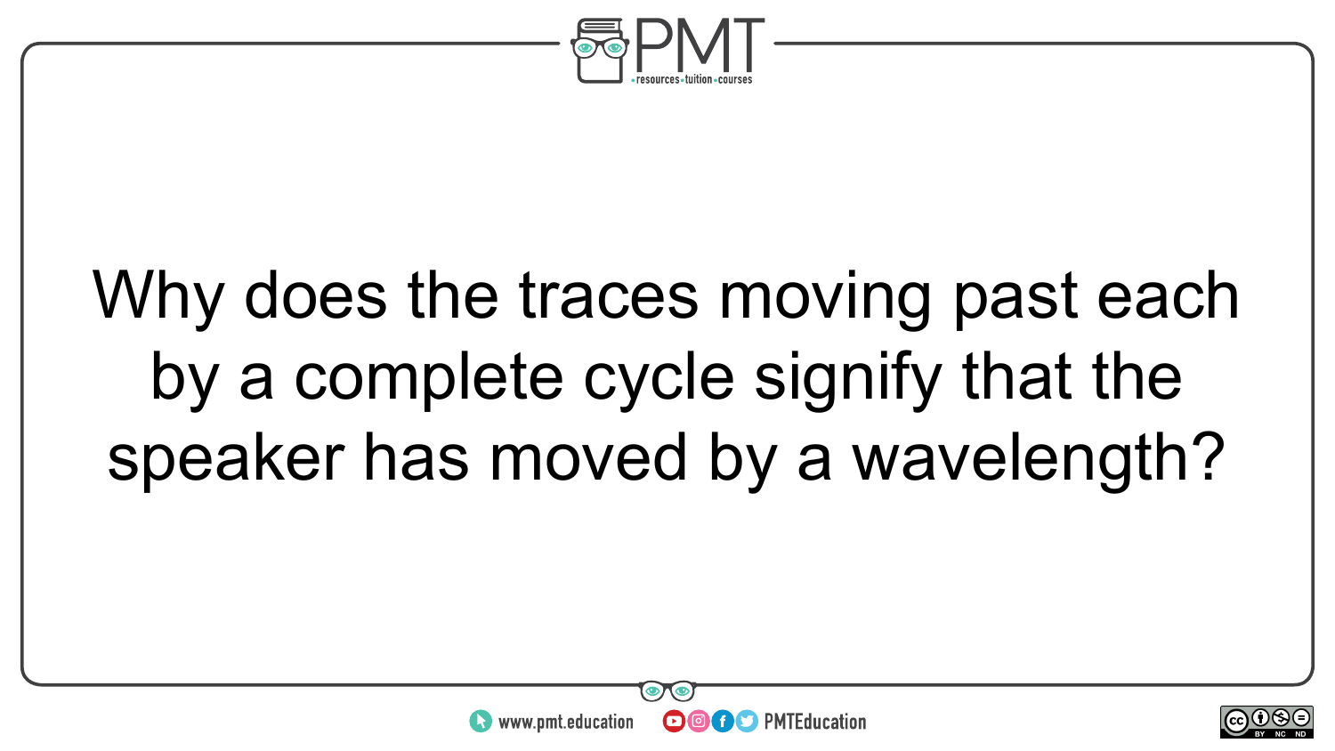Why does the traces moving past each by a complete cycle signify that the speaker has moved by a wavelength?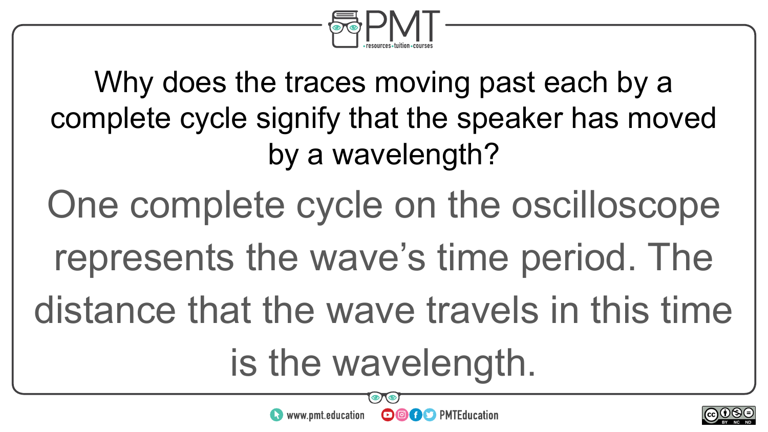Why does the traces moving past each by a complete cycle signify that the speaker has moved by a wavelength?

One complete cycle on the oscilloscope represents the wave’s time period. The distance that the wave travels in this time is the wavelength.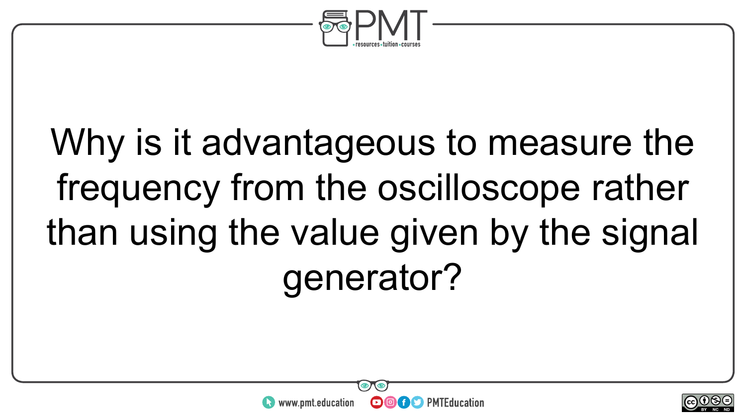Why is it advantageous to measure the frequency from the oscilloscope rather than using the value given by the signal generator?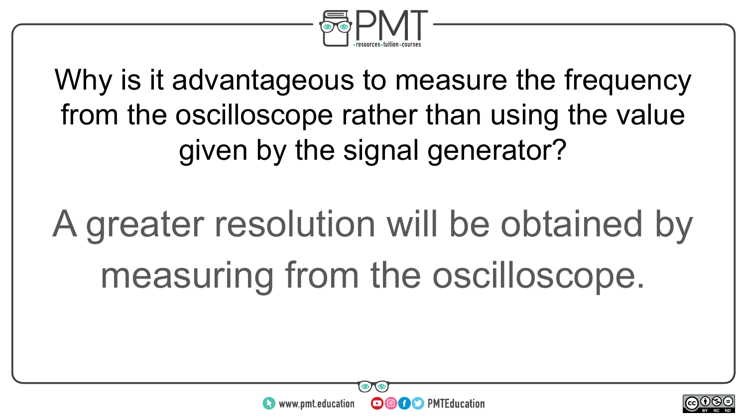Why is it advantageous to measure the frequency from the oscilloscope rather than using the value given by the signal generator?

A greater resolution will be obtained by measuring from the oscilloscope.